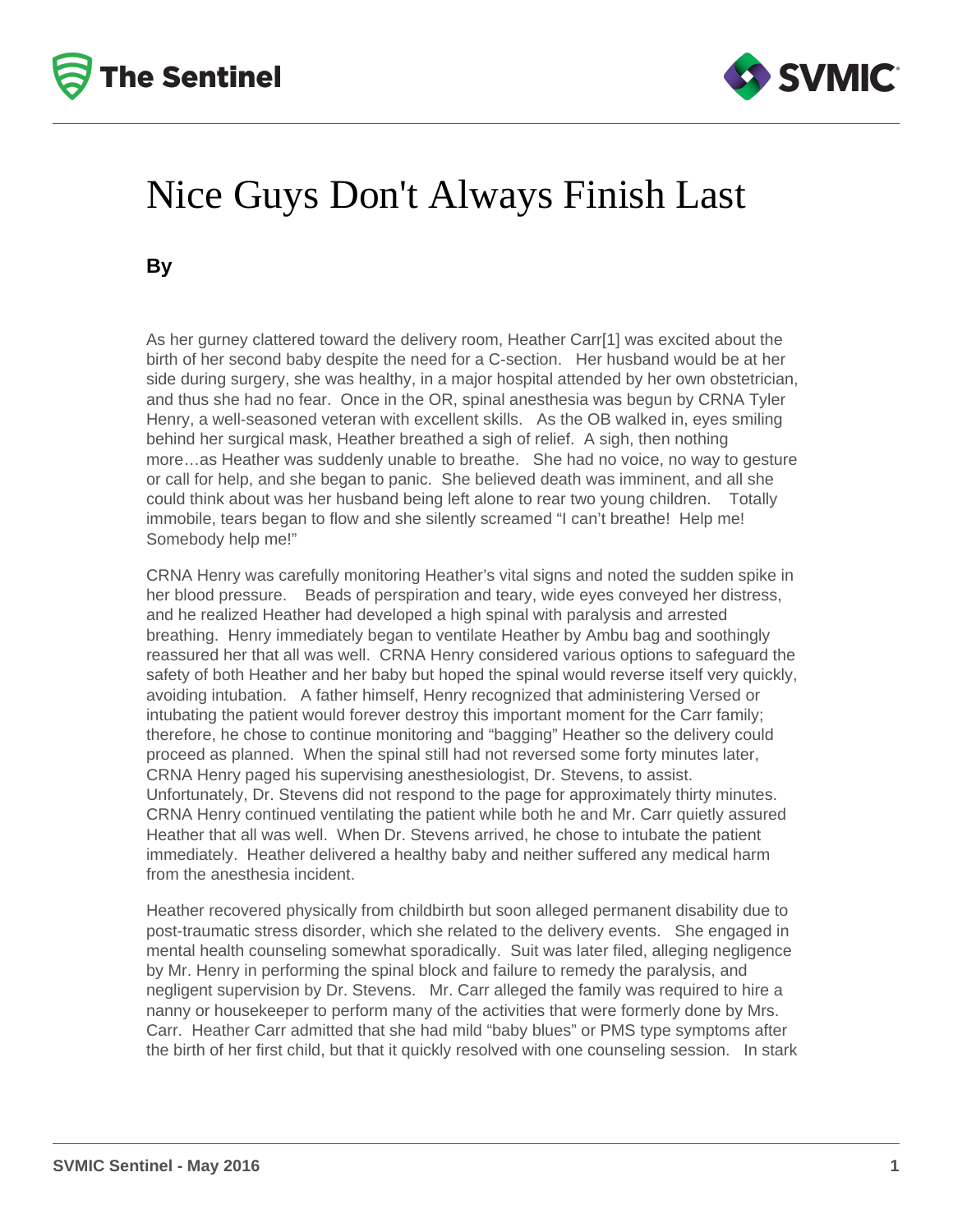# Nice Guys Don't Always Finish Last

**By**

As her gurney clattered toward the delivery room, Heather Carr[1] was excited about the birth of her second baby despite the need for a C-section. Her husband would be at her side during surgery, she was healthy, in a major hospital attended by her own obstetrician, and thus she had no fear. Once in the OR, spinal anesthesia was begun by CRNA Tyler Henry, a well-seasoned veteran with excellent skills. As the OB walked in, eyes smiling behind her surgical mask, Heather breathed a sigh of relief. A sigh, then nothing more…as Heather was suddenly unable to breathe. She had no voice, no way to gesture or call for help, and she began to panic. She believed death was imminent, and all she could think about was her husband being left alone to rear two young children. Totally immobile, tears began to flow and she silently screamed "I can't breathe! Help me! Somebody help me!"

CRNA Henry was carefully monitoring Heather's vital signs and noted the sudden spike in her blood pressure. Beads of perspiration and teary, wide eyes conveyed her distress, and he realized Heather had developed a high spinal with paralysis and arrested breathing. Henry immediately began to ventilate Heather by Ambu bag and soothingly reassured her that all was well. CRNA Henry considered various options to safeguard the safety of both Heather and her baby but hoped the spinal would reverse itself very quickly, avoiding intubation. A father himself, Henry recognized that administering Versed or intubating the patient would forever destroy this important moment for the Carr family; therefore, he chose to continue monitoring and "bagging" Heather so the delivery could proceed as planned. When the spinal still had not reversed some forty minutes later, CRNA Henry paged his supervising anesthesiologist, Dr. Stevens, to assist. Unfortunately, Dr. Stevens did not respond to the page for approximately thirty minutes. CRNA Henry continued ventilating the patient while both he and Mr. Carr quietly assured Heather that all was well. When Dr. Stevens arrived, he chose to intubate the patient immediately. Heather delivered a healthy baby and neither suffered any medical harm from the anesthesia incident.

Heather recovered physically from childbirth but soon alleged permanent disability due to post-traumatic stress disorder, which she related to the delivery events. She engaged in mental health counseling somewhat sporadically. Suit was later filed, alleging negligence by Mr. Henry in performing the spinal block and failure to remedy the paralysis, and negligent supervision by Dr. Stevens. Mr. Carr alleged the family was required to hire a nanny or housekeeper to perform many of the activities that were formerly done by Mrs. Carr. Heather Carr admitted that she had mild "baby blues" or PMS type symptoms after the birth of her first child, but that it quickly resolved with one counseling session. In stark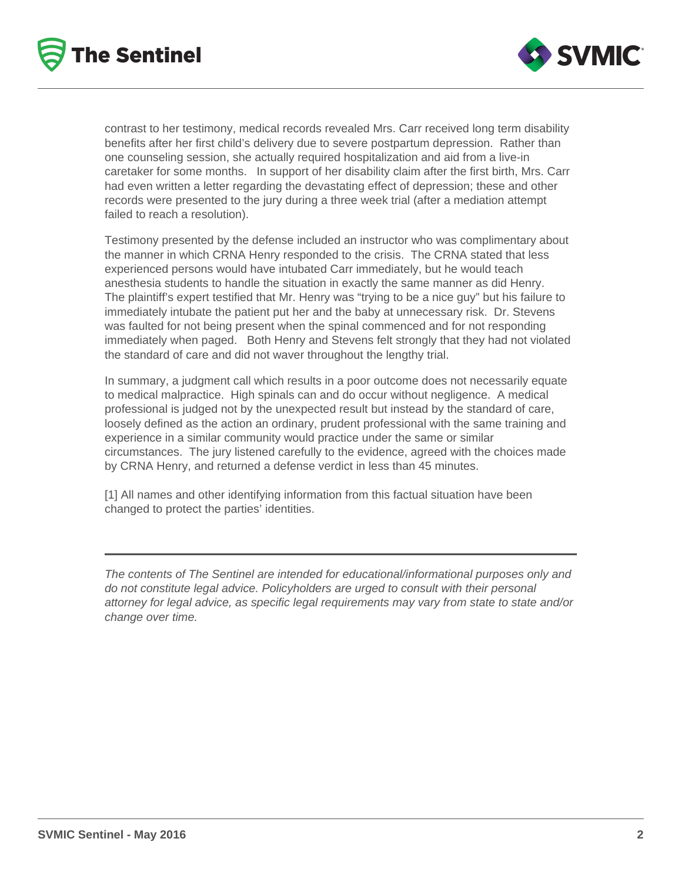contrast to her testimony, medical records revealed Mrs. Carr received long term disability benefits after her first child's delivery due to severe postpartum depression. Rather than one counseling session, she actually required hospitalization and aid from a live-in caretaker for some months. In support of her disability claim after the first birth, Mrs. Carr had even written a letter regarding the devastating effect of depression; these and other records were presented to the jury during a three week trial (after a mediation attempt failed to reach a resolution).

Testimony presented by the defense included an instructor who was complimentary about the manner in which CRNA Henry responded to the crisis. The CRNA stated that less experienced persons would have intubated Carr immediately, but he would teach anesthesia students to handle the situation in exactly the same manner as did Henry. The plaintiff's expert testified that Mr. Henry was "trying to be a nice guy" but his failure to immediately intubate the patient put her and the baby at unnecessary risk. Dr. Stevens was faulted for not being present when the spinal commenced and for not responding immediately when paged. Both Henry and Stevens felt strongly that they had not violated the standard of care and did not waver throughout the lengthy trial.

In summary, a judgment call which results in a poor outcome does not necessarily equate to medical malpractice. High spinals can and do occur without negligence. A medical professional is judged not by the unexpected result but instead by the standard of care, loosely defined as the action an ordinary, prudent professional with the same training and experience in a similar community would practice under the same or similar circumstances. The jury listened carefully to the evidence, agreed with the choices made by CRNA Henry, and returned a defense verdict in less than 45 minutes.

[1] All names and other identifying information from this factual situation have been changed to protect the parties' identities.

---

*The contents of The Sentinel are intended for educational/informational purposes only and do not constitute legal advice. Policyholders are urged to consult with their personal attorney for legal advice, as specific legal requirements may vary from state to state and/or change over time.*